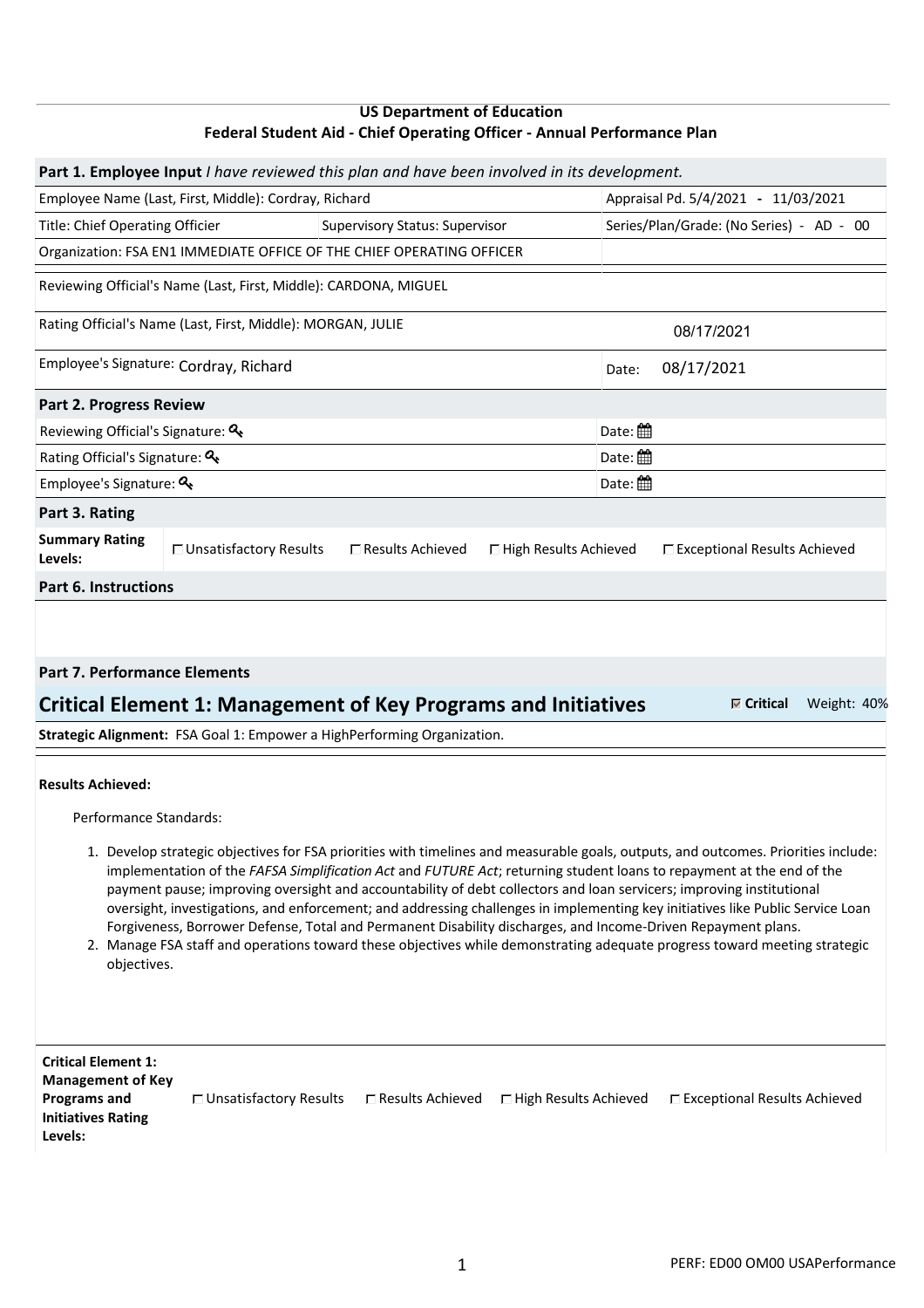**US Department of Education**
**Federal Student Aid - Chief Operating Officer - Annual Performance Plan**

**Part 1. Employee Input** *I have reviewed this plan and have been involved in its development.*

| | | |
|---|---|---|
| Employee Name (Last, First, Middle): Cordray, Richard | | Appraisal Pd. 5/4/2021 - 11/03/2021 |
| Title: Chief Operating Officier | Supervisory Status: Supervisor | Series/Plan/Grade: (No Series) - AD - 00 |
| Organization: FSA EN1 IMMEDIATE OFFICE OF THE CHIEF OPERATING OFFICER | | |
| Reviewing Official's Name (Last, First, Middle): CARDONA, MIGUEL | | |
| Rating Official's Name (Last, First, Middle): MORGAN, JULIE | | 08/17/2021 |
| Employee's Signature: Cordray, Richard | | Date: 08/17/2021 |

**Part 2. Progress Review**

| | |
|---|---|
| Reviewing Official's Signature: | Date: |
| Rating Official's Signature: | Date: |
| Employee's Signature: | Date: |

**Part 3. Rating**

**Summary Rating Levels:** ☐ Unsatisfactory Results ☐ Results Achieved ☐ High Results Achieved ☐ Exceptional Results Achieved

**Part 6. Instructions**

**Part 7. Performance Elements**

## Critical Element 1: Management of Key Programs and Initiatives

☑ **Critical** Weight: 40%

**Strategic Alignment:** FSA Goal 1: Empower a HighPerforming Organization.

**Results Achieved:**

Performance Standards:

1. Develop strategic objectives for FSA priorities with timelines and measurable goals, outputs, and outcomes. Priorities include: implementation of the *FAFSA Simplification Act* and *FUTURE Act*; returning student loans to repayment at the end of the payment pause; improving oversight and accountability of debt collectors and loan servicers; improving institutional oversight, investigations, and enforcement; and addressing challenges in implementing key initiatives like Public Service Loan Forgiveness, Borrower Defense, Total and Permanent Disability discharges, and Income-Driven Repayment plans.
2. Manage FSA staff and operations toward these objectives while demonstrating adequate progress toward meeting strategic objectives.

**Critical Element 1: Management of Key Programs and Initiatives Rating Levels:** ☐ Unsatisfactory Results ☐ Results Achieved ☐ High Results Achieved ☐ Exceptional Results Achieved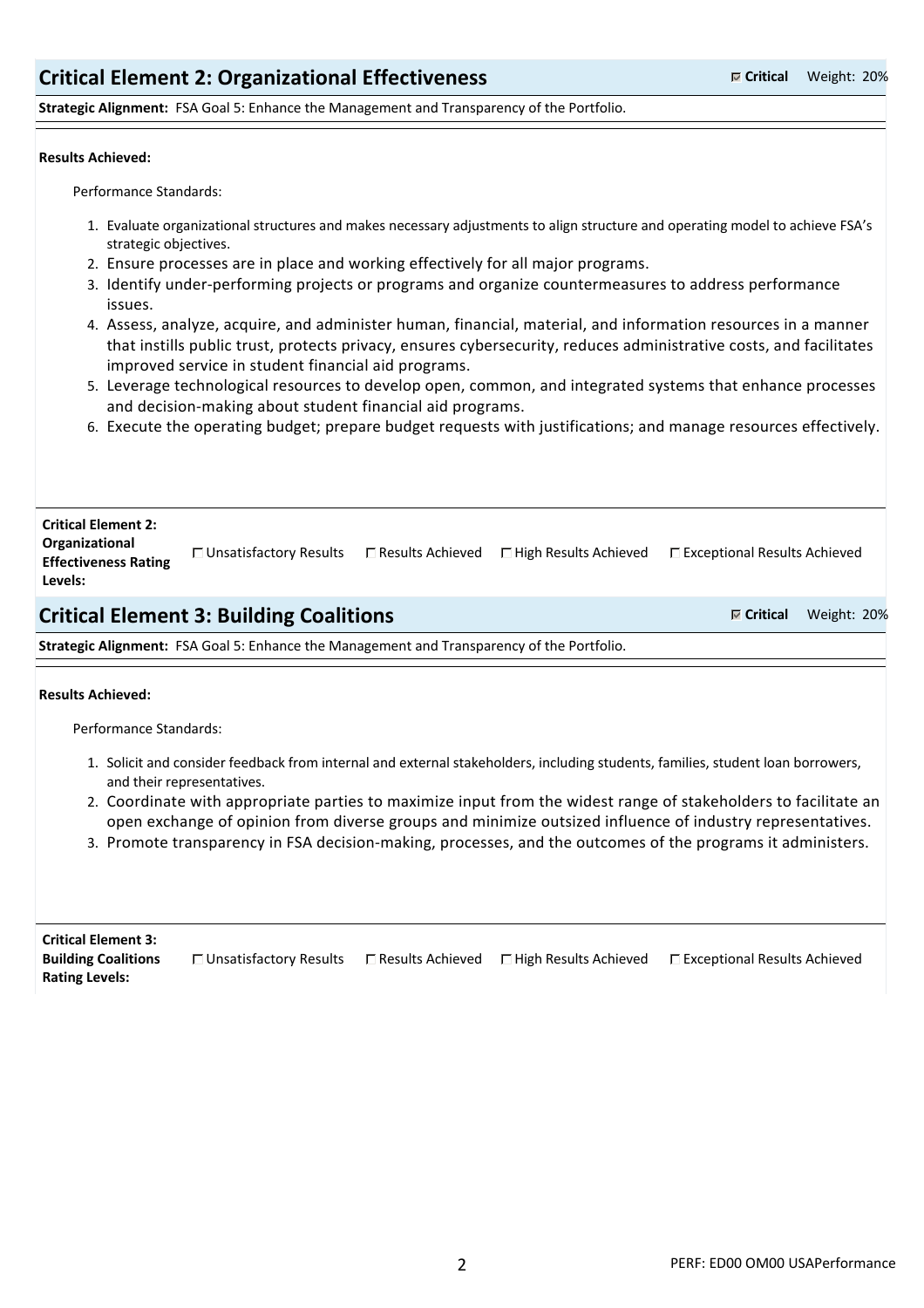## Critical Element 2: Organizational Effectiveness

☑ **Critical** Weight: 20%

**Strategic Alignment:** FSA Goal 5: Enhance the Management and Transparency of the Portfolio.

**Results Achieved:**

Performance Standards:

1. Evaluate organizational structures and makes necessary adjustments to align structure and operating model to achieve FSA's strategic objectives.
2. Ensure processes are in place and working effectively for all major programs.
3. Identify under-performing projects or programs and organize countermeasures to address performance issues.
4. Assess, analyze, acquire, and administer human, financial, material, and information resources in a manner that instills public trust, protects privacy, ensures cybersecurity, reduces administrative costs, and facilitates improved service in student financial aid programs.
5. Leverage technological resources to develop open, common, and integrated systems that enhance processes and decision-making about student financial aid programs.
6. Execute the operating budget; prepare budget requests with justifications; and manage resources effectively.

**Critical Element 2: Organizational Effectiveness Rating Levels:** ☐ Unsatisfactory Results ☐ Results Achieved ☐ High Results Achieved ☐ Exceptional Results Achieved

## Critical Element 3: Building Coalitions

☑ **Critical** Weight: 20%

**Strategic Alignment:** FSA Goal 5: Enhance the Management and Transparency of the Portfolio.

**Results Achieved:**

Performance Standards:

1. Solicit and consider feedback from internal and external stakeholders, including students, families, student loan borrowers, and their representatives.
2. Coordinate with appropriate parties to maximize input from the widest range of stakeholders to facilitate an open exchange of opinion from diverse groups and minimize outsized influence of industry representatives.
3. Promote transparency in FSA decision-making, processes, and the outcomes of the programs it administers.

**Critical Element 3: Building Coalitions Rating Levels:** ☐ Unsatisfactory Results ☐ Results Achieved ☐ High Results Achieved ☐ Exceptional Results Achieved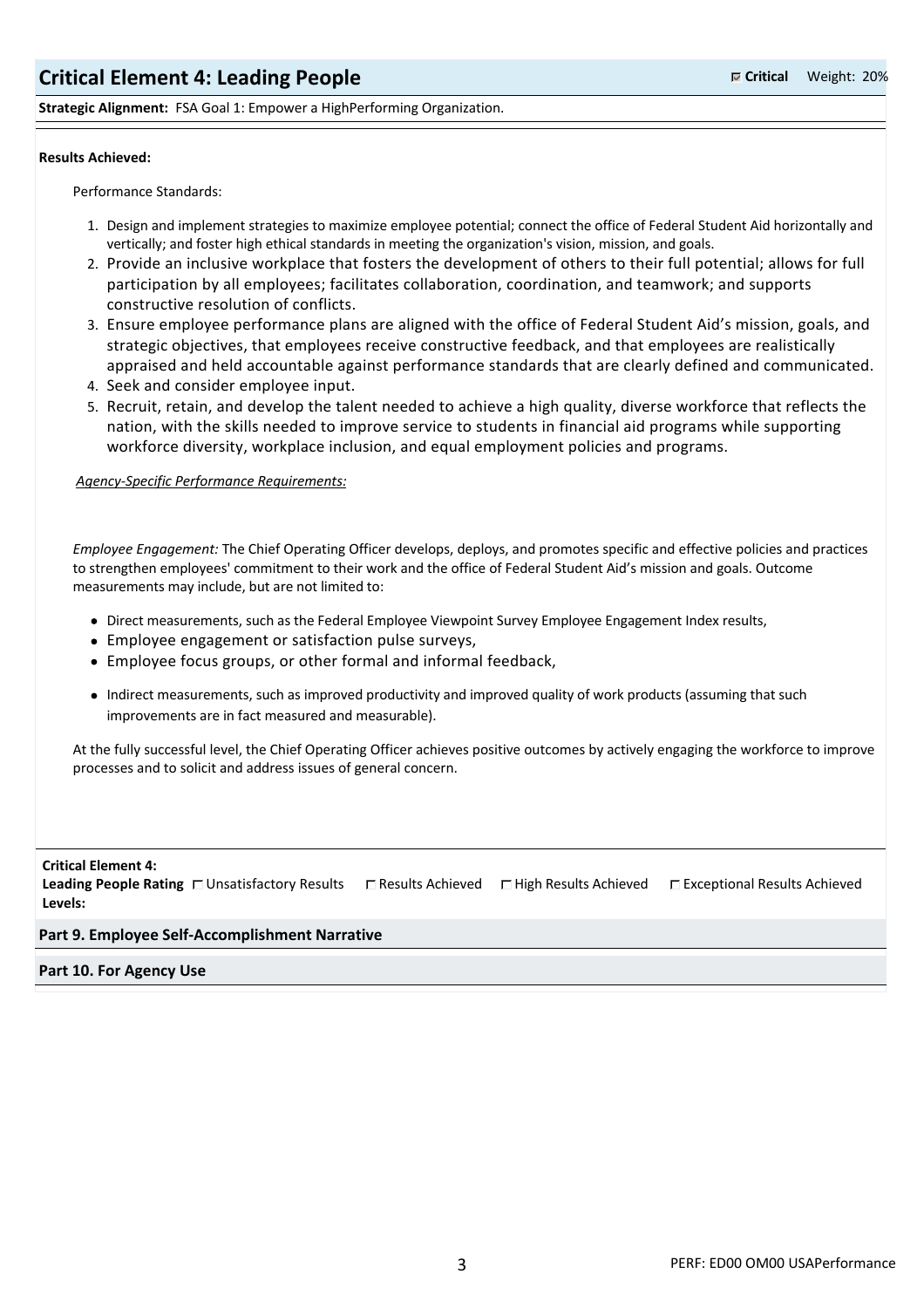## Critical Element 4: Leading People

☑ **Critical** Weight: 20%

**Strategic Alignment:** FSA Goal 1: Empower a HighPerforming Organization.

**Results Achieved:**

Performance Standards:

1. Design and implement strategies to maximize employee potential; connect the office of Federal Student Aid horizontally and vertically; and foster high ethical standards in meeting the organization's vision, mission, and goals.
2. Provide an inclusive workplace that fosters the development of others to their full potential; allows for full participation by all employees; facilitates collaboration, coordination, and teamwork; and supports constructive resolution of conflicts.
3. Ensure employee performance plans are aligned with the office of Federal Student Aid's mission, goals, and strategic objectives, that employees receive constructive feedback, and that employees are realistically appraised and held accountable against performance standards that are clearly defined and communicated.
4. Seek and consider employee input.
5. Recruit, retain, and develop the talent needed to achieve a high quality, diverse workforce that reflects the nation, with the skills needed to improve service to students in financial aid programs while supporting workforce diversity, workplace inclusion, and equal employment policies and programs.

*Agency-Specific Performance Requirements:*

*Employee Engagement:* The Chief Operating Officer develops, deploys, and promotes specific and effective policies and practices to strengthen employees' commitment to their work and the office of Federal Student Aid's mission and goals. Outcome measurements may include, but are not limited to:

- Direct measurements, such as the Federal Employee Viewpoint Survey Employee Engagement Index results,
- Employee engagement or satisfaction pulse surveys,
- Employee focus groups, or other formal and informal feedback,
- Indirect measurements, such as improved productivity and improved quality of work products (assuming that such improvements are in fact measured and measurable).

At the fully successful level, the Chief Operating Officer achieves positive outcomes by actively engaging the workforce to improve processes and to solicit and address issues of general concern.

**Critical Element 4: Leading People Rating Levels:** ☐ Unsatisfactory Results ☐ Results Achieved ☐ High Results Achieved ☐ Exceptional Results Achieved

### Part 9. Employee Self-Accomplishment Narrative

### Part 10. For Agency Use